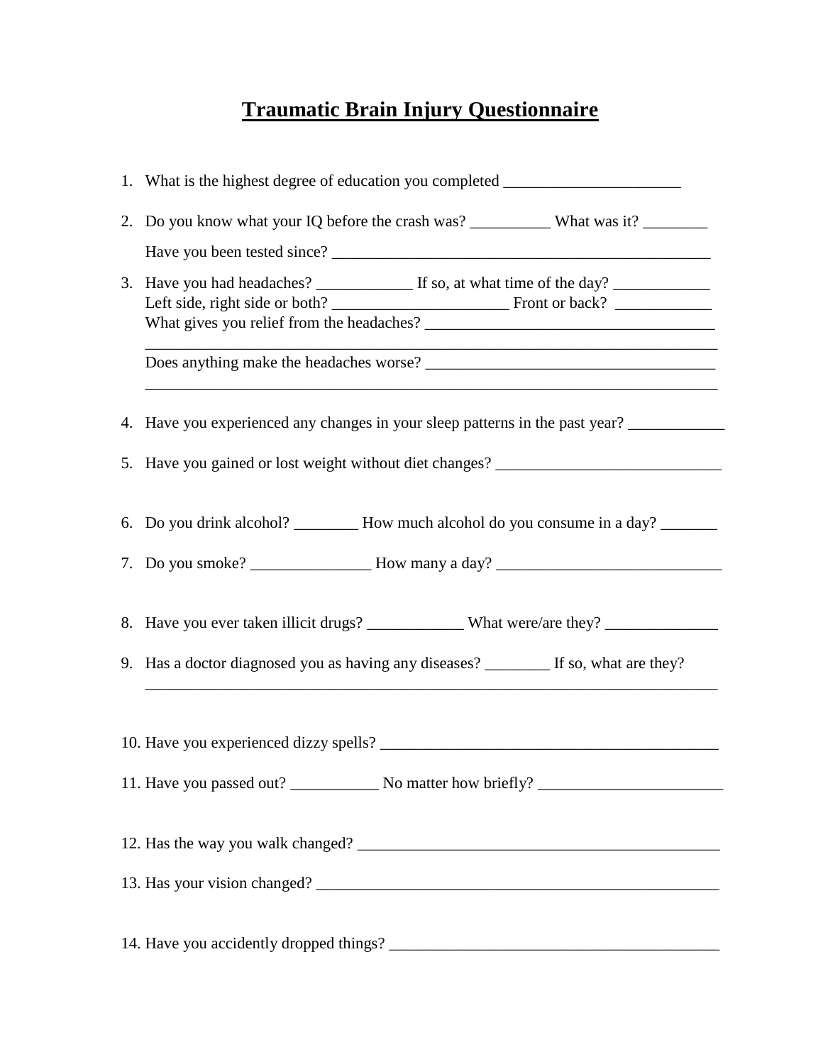# Traumatic Brain Injury Questionnaire

1. What is the highest degree of education you completed ______________________

2. Do you know what your IQ before the crash was? __________ What was it? ________

   Have you been tested since? ________________________________________________

3. Have you had headaches? ____________ If so, at what time of the day? ____________
   Left side, right side or both? ______________________ Front or back? ____________
   What gives you relief from the headaches? _____________________________________
   _______________________________________________________________________
   Does anything make the headaches worse? _____________________________________
   _______________________________________________________________________

4. Have you experienced any changes in your sleep patterns in the past year? ____________

5. Have you gained or lost weight without diet changes? ____________________________

6. Do you drink alcohol? ________ How much alcohol do you consume in a day? _______

7. Do you smoke? _______________ How many a day? ____________________________

8. Have you ever taken illicit drugs? ____________ What were/are they? ______________

9. Has a doctor diagnosed you as having any diseases? ________ If so, what are they?
   _______________________________________________________________________

10. Have you experienced dizzy spells? ___________________________________________

11. Have you passed out? ___________ No matter how briefly? _______________________

12. Has the way you walk changed? _____________________________________________

13. Has your vision changed? __________________________________________________

14. Have you accidently dropped things? _________________________________________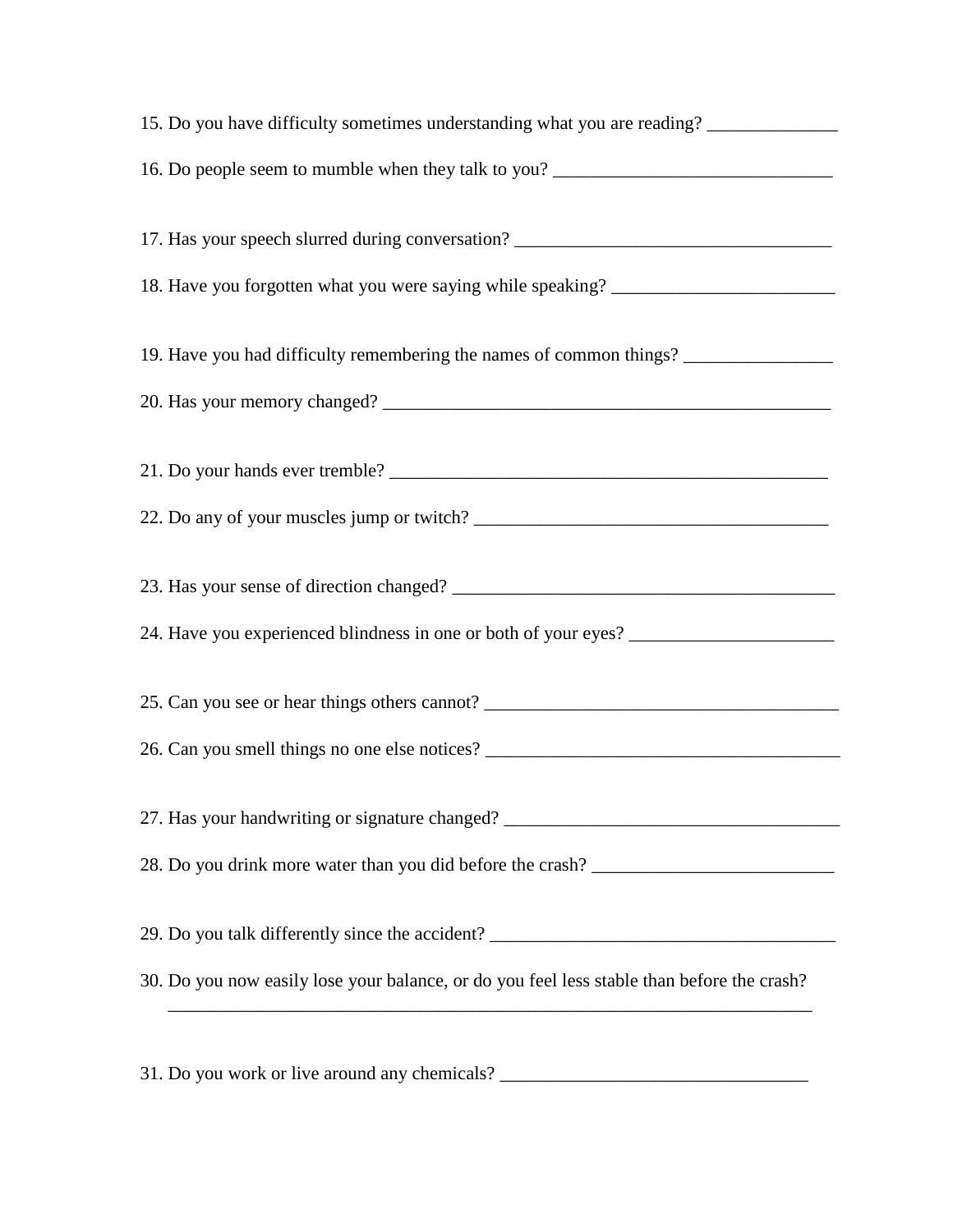15. Do you have difficulty sometimes understanding what you are reading? ______________

16. Do people seem to mumble when they talk to you? ______________________________

17. Has your speech slurred during conversation? __________________________________

18. Have you forgotten what you were saying while speaking? ________________________

19. Have you had difficulty remembering the names of common things? ________________

20. Has your memory changed? ________________________________________________

21. Do your hands ever tremble? _______________________________________________

22. Do any of your muscles jump or twitch? ______________________________________

23. Has your sense of direction changed? ________________________________________

24. Have you experienced blindness in one or both of your eyes? ______________________

25. Can you see or hear things others cannot? ____________________________________

26. Can you smell things no one else notices? ____________________________________

27. Has your handwriting or signature changed? ___________________________________

28. Do you drink more water than you did before the crash? _________________________

29. Do you talk differently since the accident? ____________________________________

30. Do you now easily lose your balance, or do you feel less stable than before the crash?
    ________________________________________________________________________

31. Do you work or live around any chemicals? _________________________________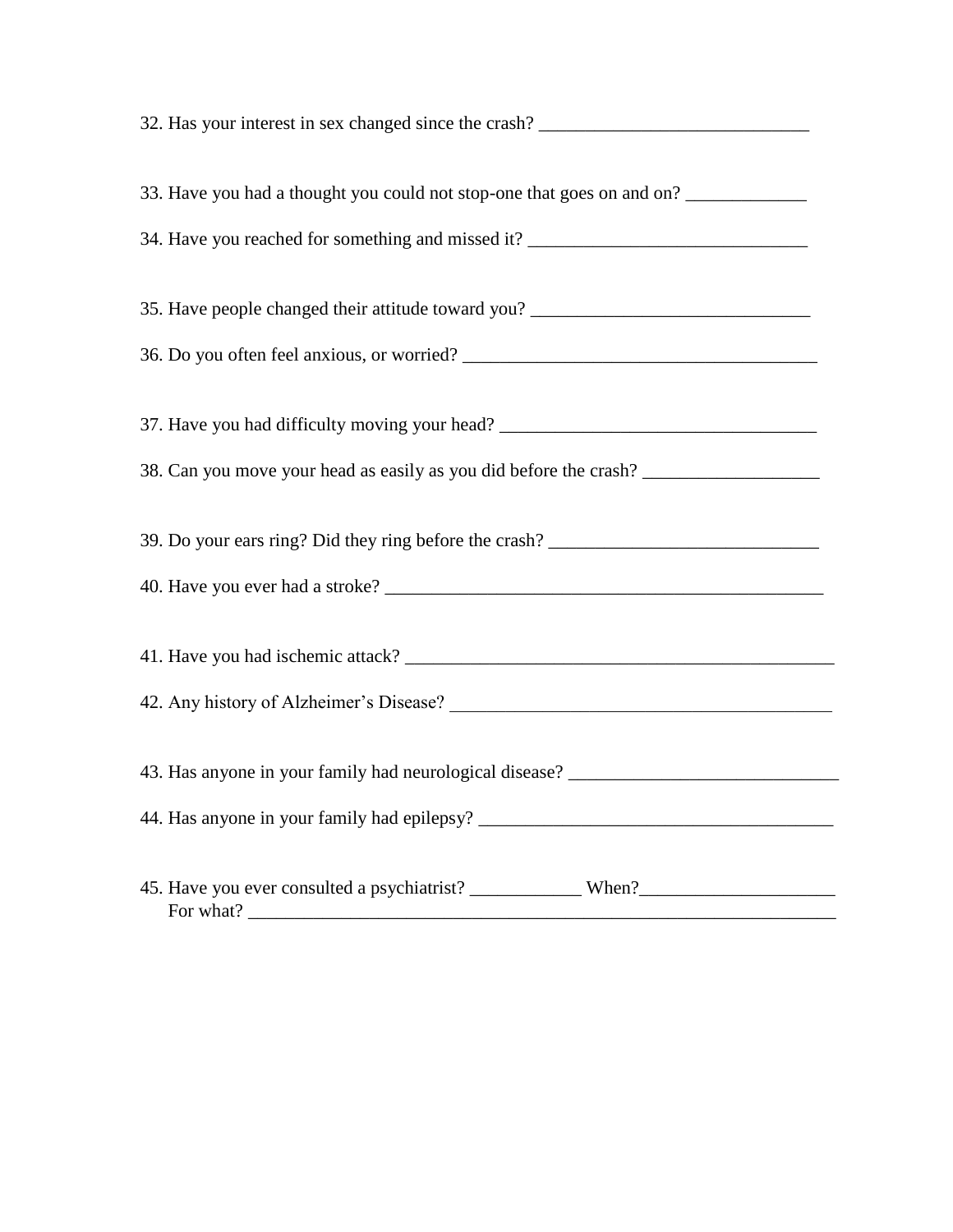32. Has your interest in sex changed since the crash? _____________________________

33. Have you had a thought you could not stop-one that goes on and on? _____________

34. Have you reached for something and missed it? ______________________________

35. Have people changed their attitude toward you? ______________________________

36. Do you often feel anxious, or worried? ______________________________________

37. Have you had difficulty moving your head? __________________________________

38. Can you move your head as easily as you did before the crash? __________________

39. Do your ears ring? Did they ring before the crash? _____________________________

40. Have you ever had a stroke? ______________________________________________

41. Have you had ischemic attack? ____________________________________________

42. Any history of Alzheimer's Disease? ________________________________________

43. Has anyone in your family had neurological disease? ____________________________

44. Has anyone in your family had epilepsy? _____________________________________

45. Have you ever consulted a psychiatrist? ____________ When?_____________________
    For what? _______________________________________________________________